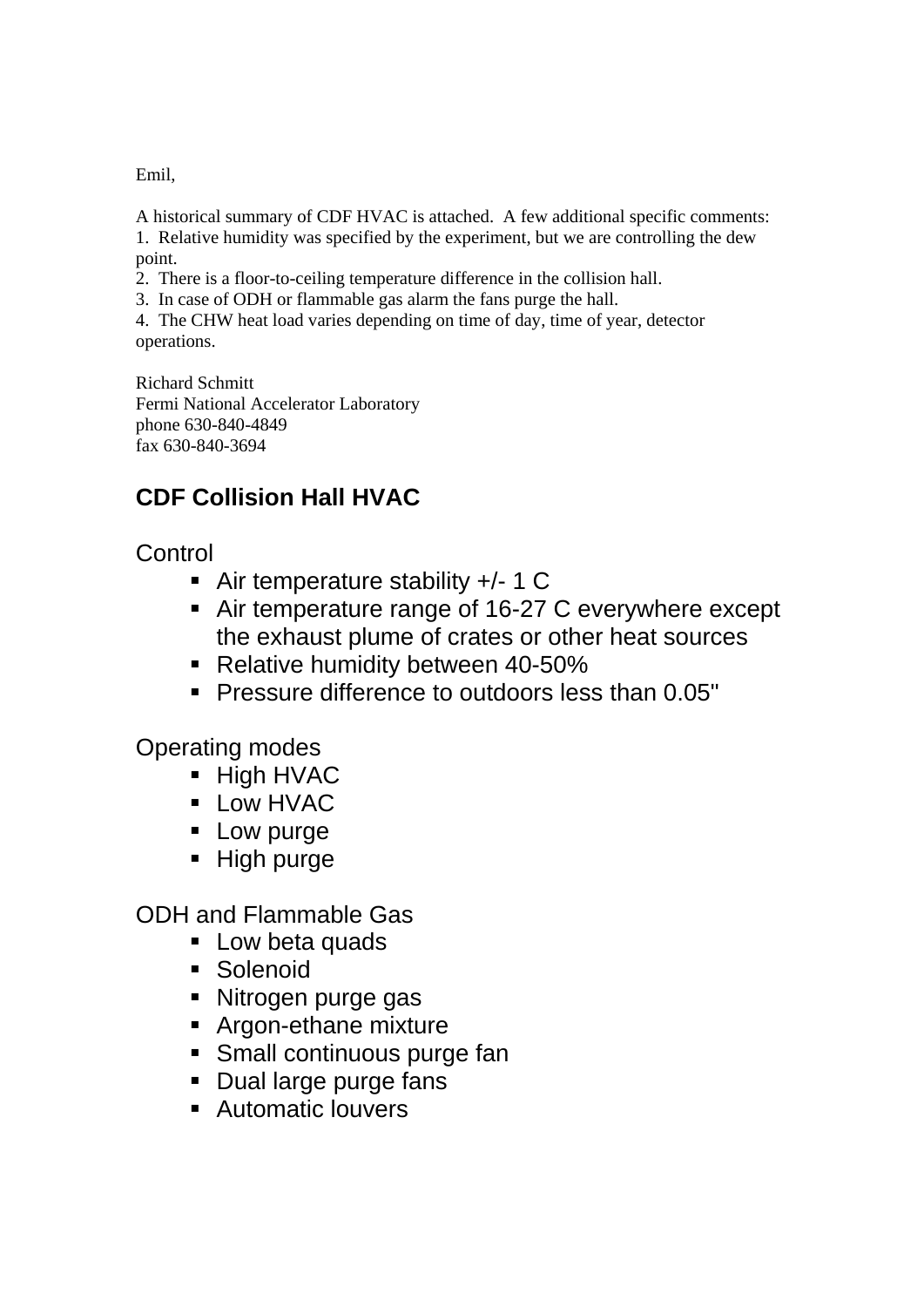Emil,

A historical summary of CDF HVAC is attached. A few additional specific comments:

1. Relative humidity was specified by the experiment, but we are controlling the dew point.
2. There is a floor-to-ceiling temperature difference in the collision hall.
3. In case of ODH or flammable gas alarm the fans purge the hall.
4. The CHW heat load varies depending on time of day, time of year, detector operations.

Richard Schmitt
Fermi National Accelerator Laboratory
phone 630-840-4849
fax 630-840-3694

## CDF Collision Hall HVAC

Control

- Air temperature stability +/- 1 C
- Air temperature range of 16-27 C everywhere except the exhaust plume of crates or other heat sources
- Relative humidity between 40-50%
- Pressure difference to outdoors less than 0.05"

Operating modes

- High HVAC
- Low HVAC
- Low purge
- High purge

ODH and Flammable Gas

- Low beta quads
- Solenoid
- Nitrogen purge gas
- Argon-ethane mixture
- Small continuous purge fan
- Dual large purge fans
- Automatic louvers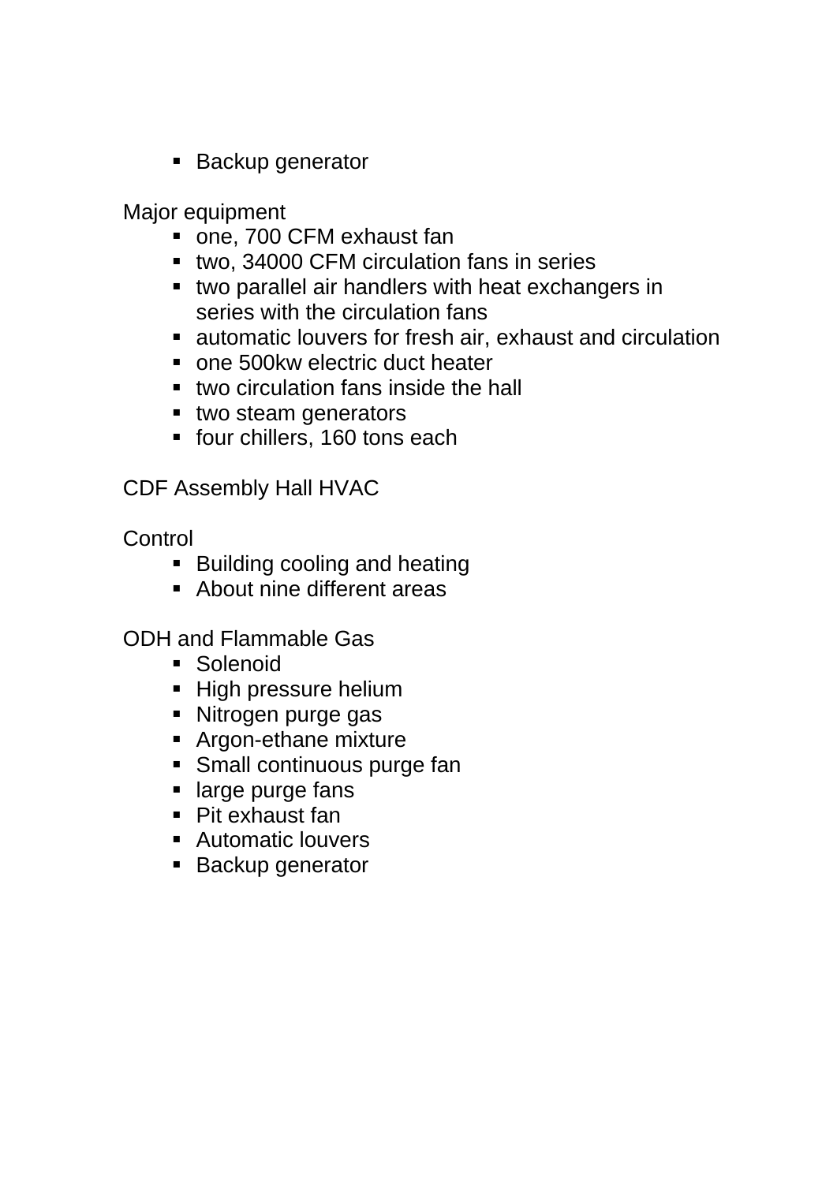- Backup generator

Major equipment

- one, 700 CFM exhaust fan
- two, 34000 CFM circulation fans in series
- two parallel air handlers with heat exchangers in series with the circulation fans
- automatic louvers for fresh air, exhaust and circulation
- one 500kw electric duct heater
- two circulation fans inside the hall
- two steam generators
- four chillers, 160 tons each

CDF Assembly Hall HVAC

Control

- Building cooling and heating
- About nine different areas

ODH and Flammable Gas

- Solenoid
- High pressure helium
- Nitrogen purge gas
- Argon-ethane mixture
- Small continuous purge fan
- large purge fans
- Pit exhaust fan
- Automatic louvers
- Backup generator